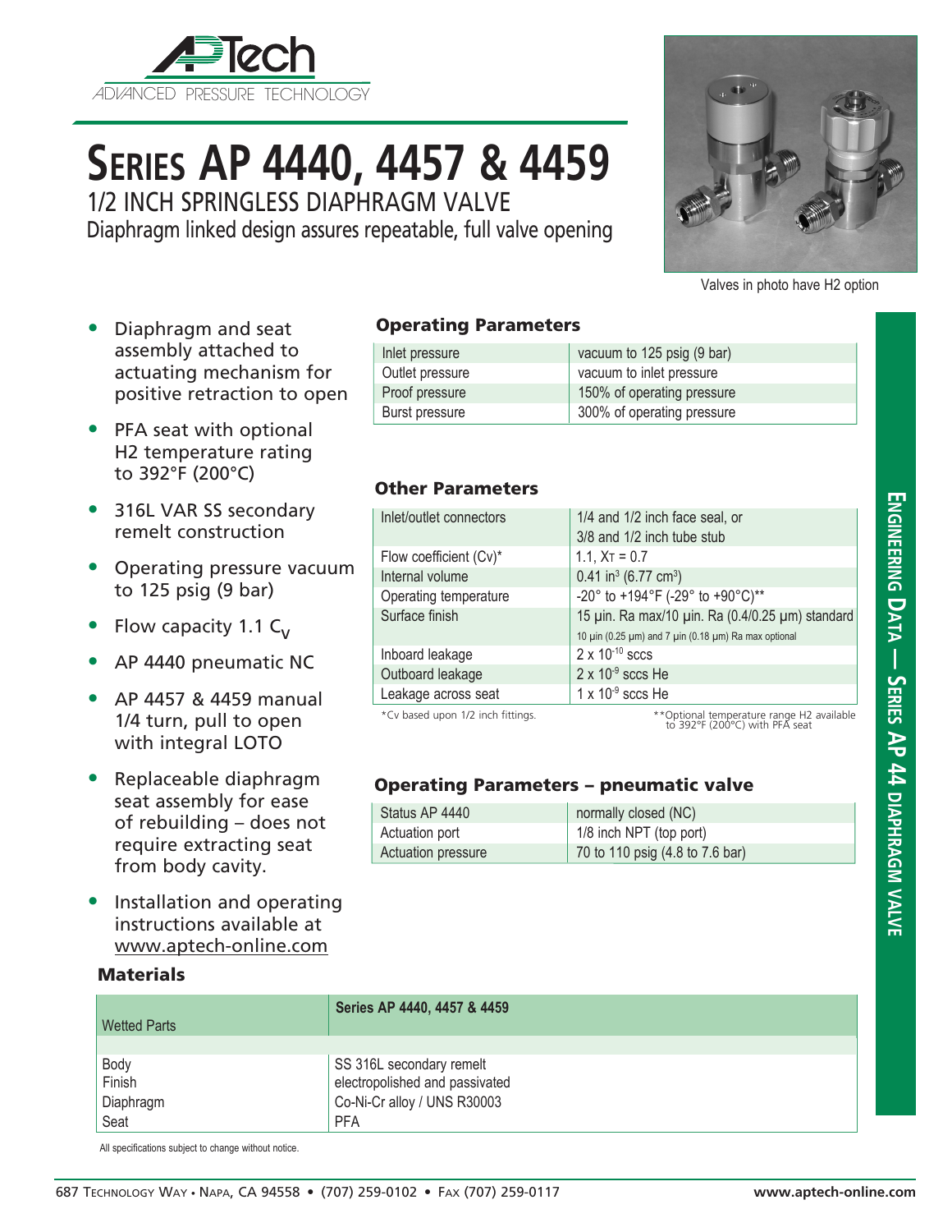# Series AP 4440, 4457 & 4459

## 1/2 INCH SPRINGLESS DIAPHRAGM VALVE

Diaphragm linked design assures repeatable, full valve opening

Valves in photo have H2 option

- Diaphragm and seat assembly attached to actuating mechanism for positive retraction to open
- PFA seat with optional H2 temperature rating to 392°F (200°C)
- 316L VAR SS secondary remelt construction
- Operating pressure vacuum to 125 psig (9 bar)
- Flow capacity 1.1 $C_V$
- AP 4440 pneumatic NC
- AP 4457 & 4459 manual 1/4 turn, pull to open with integral LOTO
- Replaceable diaphragm seat assembly for ease of rebuilding – does not require extracting seat from body cavity.
- Installation and operating instructions available at www.aptech-online.com

### Operating Parameters

| | |
|---|---|
| Inlet pressure | vacuum to 125 psig (9 bar) |
| Outlet pressure | vacuum to inlet pressure |
| Proof pressure | 150% of operating pressure |
| Burst pressure | 300% of operating pressure |

### Other Parameters

| | |
|---|---|
| Inlet/outlet connectors | 1/4 and 1/2 inch face seal, or 3/8 and 1/2 inch tube stub |
| Flow coefficient (Cv)* | 1.1, $X_T$ = 0.7 |
| Internal volume | 0.41 in$^3$ (6.77 cm$^3$) |
| Operating temperature | -20° to +194°F (-29° to +90°C)** |
| Surface finish | 15 µin. Ra max/10 µin. Ra (0.4/0.25 µm) standard<br>10 µin (0.25 µm) and 7 µin (0.18 µm) Ra max optional |
| Inboard leakage | 2 x $10^{-10}$ sccs |
| Outboard leakage | 2 x $10^{-9}$ sccs He |
| Leakage across seat | 1 x $10^{-9}$ sccs He |

*Cv based upon 1/2 inch fittings.

**Optional temperature range H2 available to 392°F (200°C) with PFA seat

### Operating Parameters – pneumatic valve

| | |
|---|---|
| Status AP 4440 | normally closed (NC) |
| Actuation port | 1/8 inch NPT (top port) |
| Actuation pressure | 70 to 110 psig (4.8 to 7.6 bar) |

### Materials

| Wetted Parts | Series AP 4440, 4457 & 4459 |
|---|---|
| Body | SS 316L secondary remelt |
| Finish | electropolished and passivated |
| Diaphragm | Co-Ni-Cr alloy / UNS R30003 |
| Seat | PFA |

All specifications subject to change without notice.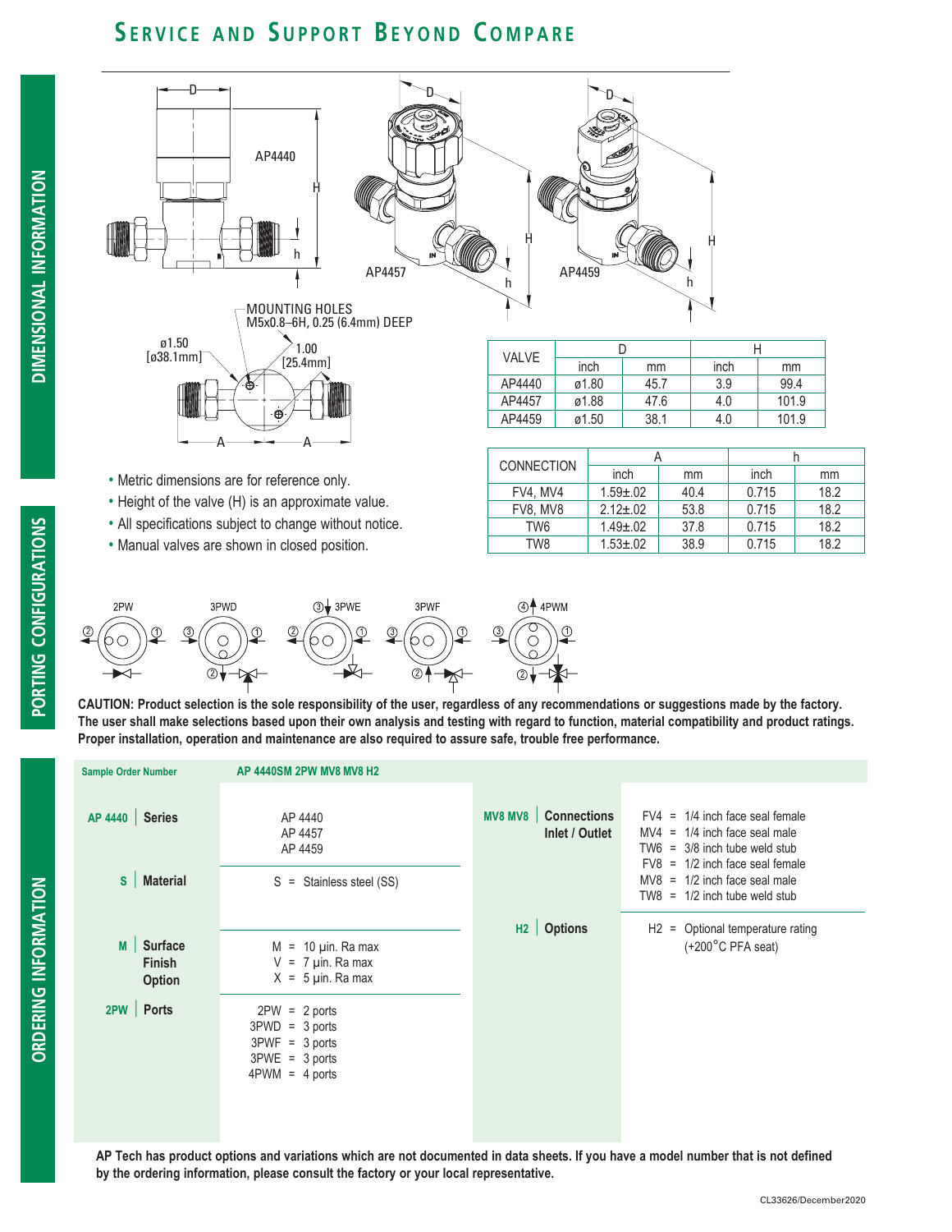# SERVICE AND SUPPORT BEYOND COMPARE

## DIMENSIONAL INFORMATION

AP4440

AP4457

AP4459

MOUNTING HOLES
M5x0.8–6H, 0.25 (6.4mm) DEEP

ø1.50
[ø38.1mm]

1.00
[25.4mm]

| VALVE | D | | H | |
|---|---|---|---|---|
| | inch | mm | inch | mm |
| AP4440 | ø1.80 | 45.7 | 3.9 | 99.4 |
| AP4457 | ø1.88 | 47.6 | 4.0 | 101.9 |
| AP4459 | ø1.50 | 38.1 | 4.0 | 101.9 |

| CONNECTION | A | | h | |
|---|---|---|---|---|
| | inch | mm | inch | mm |
| FV4, MV4 | 1.59±.02 | 40.4 | 0.715 | 18.2 |
| FV8, MV8 | 2.12±.02 | 53.8 | 0.715 | 18.2 |
| TW6 | 1.49±.02 | 37.8 | 0.715 | 18.2 |
| TW8 | 1.53±.02 | 38.9 | 0.715 | 18.2 |

- Metric dimensions are for reference only.
- Height of the valve (H) is an approximate value.
- All specifications subject to change without notice.
- Manual valves are shown in closed position.

## PORTING CONFIGURATIONS

2PW 3PWD 3PWE 3PWF 4PWM

**CAUTION: Product selection is the sole responsibility of the user, regardless of any recommendations or suggestions made by the factory. The user shall make selections based upon their own analysis and testing with regard to function, material compatibility and product ratings. Proper installation, operation and maintenance are also required to assure safe, trouble free performance.**

## ORDERING INFORMATION

**Sample Order Number** **AP 4440SM 2PW MV8 MV8 H2**

| Code | Field | Options |
|---|---|---|
| AP 4440 | Series | AP 4440<br>AP 4457<br>AP 4459 |
| S | Material | S = Stainless steel (SS) |
| M | Surface Finish Option | M = 10 µin. Ra max<br>V = 7 µin. Ra max<br>X = 5 µin. Ra max |
| 2PW | Ports | 2PW = 2 ports<br>3PWD = 3 ports<br>3PWF = 3 ports<br>3PWE = 3 ports<br>4PWM = 4 ports |
| MV8 MV8 | Connections Inlet / Outlet | FV4 = 1/4 inch face seal female<br>MV4 = 1/4 inch face seal male<br>TW6 = 3/8 inch tube weld stub<br>FV8 = 1/2 inch face seal female<br>MV8 = 1/2 inch face seal male<br>TW8 = 1/2 inch tube weld stub |
| H2 | Options | H2 = Optional temperature rating (+200°C PFA seat) |

**AP Tech has product options and variations which are not documented in data sheets. If you have a model number that is not defined by the ordering information, please consult the factory or your local representative.**

CL33626/December2020